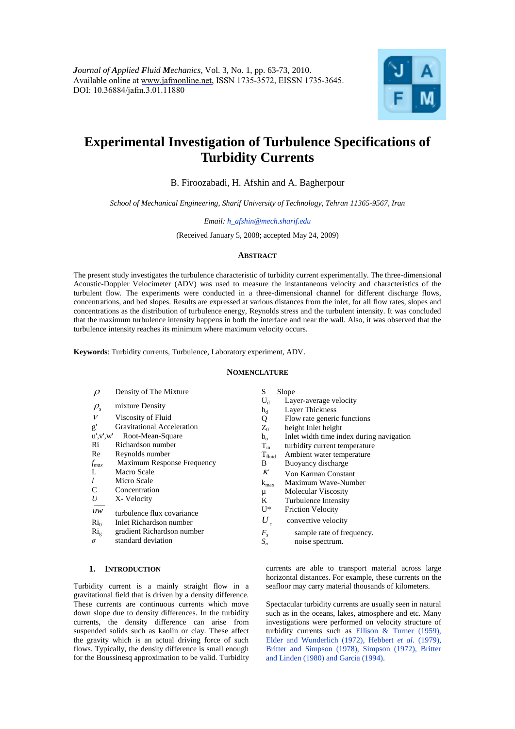*Journal of Applied Fluid Mechanics*, Vol. 3, No. 1, pp. 63-73, 2010.
Available online at www.jafmonline.net, ISSN 1735-3572, EISSN 1735-3645.
DOI: 10.36884/jafm.3.01.11880

# Experimental Investigation of Turbulence Specifications of Turbidity Currents

B. Firoozabadi, H. Afshin and A. Bagherpour

*School of Mechanical Engineering, Sharif University of Technology, Tehran 11365-9567, Iran*

*Email: h_afshin@mech.sharif.edu*

(Received January 5, 2008; accepted May 24, 2009)

## Abstract

The present study investigates the turbulence characteristic of turbidity current experimentally. The three-dimensional Acoustic-Doppler Velocimeter (ADV) was used to measure the instantaneous velocity and characteristics of the turbulent flow. The experiments were conducted in a three-dimensional channel for different discharge flows, concentrations, and bed slopes. Results are expressed at various distances from the inlet, for all flow rates, slopes and concentrations as the distribution of turbulence energy, Reynolds stress and the turbulent intensity. It was concluded that the maximum turbulence intensity happens in both the interface and near the wall. Also, it was observed that the turbulence intensity reaches its minimum where maximum velocity occurs.

**Keywords**: Turbidity currents, Turbulence, Laboratory experiment, ADV.

## Nomenclature

| Symbol | Description |
|---|---|
| $\rho$ | Density of The Mixture |
| $\rho_s$ | mixture Density |
| $\nu$ | Viscosity of Fluid |
| g' | Gravitational Acceleration |
| u',v',w' | Root-Mean-Square |
| Ri | Richardson number |
| Re | Reynolds number |
| $f_{max}$ | Maximum Response Frequency |
| L | Macro Scale |
| $l$ | Micro Scale |
| C | Concentration |
| $U$ | X- Velocity |
| $\overline{uw}$ | turbulence flux covariance |
| $Ri_0$ | Inlet Richardson number |
| $Ri_g$ | gradient Richardson number |
| $\sigma$ | standard deviation |
| S | Slope |
| $U_d$ | Layer-average velocity |
| $h_d$ | Layer Thickness |
| Q | Flow rate generic functions |
| $Z_0$ | height Inlet height |
| $b_o$ | Inlet width time index during navigation |
| $T_{in}$ | turbidity current temperature |
| $T_{fluid}$ | Ambient water temperature |
| B | Buoyancy discharge |
| $\kappa$ | Von Karman Constant |
| $k_{max}$ | Maximum Wave-Number |
| μ | Molecular Viscosity |
| K | Turbulence Intensity |
| U* | Friction Velocity |
| $U_c$ | convective velocity |
| $F_s$ | sample rate of frequency. |
| $S_n$ | noise spectrum. |

## 1. Introduction

Turbidity current is a mainly straight flow in a gravitational field that is driven by a density difference. These currents are continuous currents which move down slope due to density differences. In the turbidity currents, the density difference can arise from suspended solids such as kaolin or clay. These affect the gravity which is an actual driving force of such flows. Typically, the density difference is small enough for the Boussinesq approximation to be valid. Turbidity currents are able to transport material across large horizontal distances. For example, these currents on the seafloor may carry material thousands of kilometers.

Spectacular turbidity currents are usually seen in natural such as in the oceans, lakes, atmosphere and etc. Many investigations were performed on velocity structure of turbidity currents such as Ellison & Turner (1959), Elder and Wunderlich (1972), Hebbert *et al.* (1979), Britter and Simpson (1978), Simpson (1972), Britter and Linden (1980) and Garcia (1994).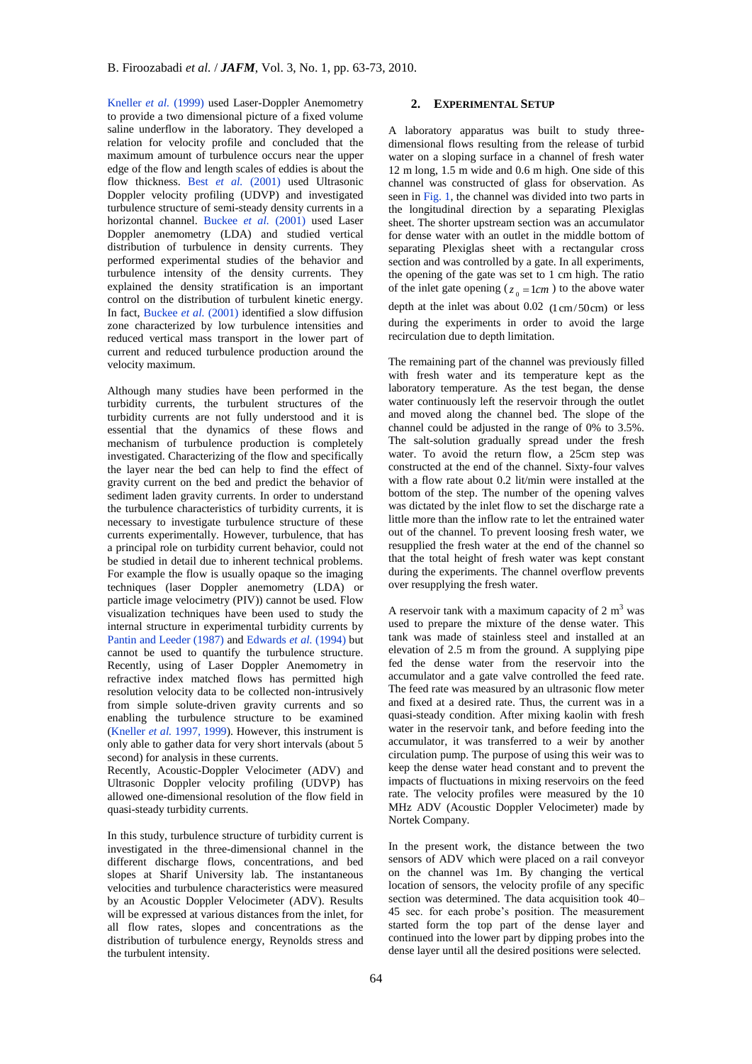Kneller *et al.* (1999) used Laser-Doppler Anemometry to provide a two dimensional picture of a fixed volume saline underflow in the laboratory. They developed a relation for velocity profile and concluded that the maximum amount of turbulence occurs near the upper edge of the flow and length scales of eddies is about the flow thickness. Best *et al.* (2001) used Ultrasonic Doppler velocity profiling (UDVP) and investigated turbulence structure of semi-steady density currents in a horizontal channel. Buckee *et al.* (2001) used Laser Doppler anemometry (LDA) and studied vertical distribution of turbulence in density currents. They performed experimental studies of the behavior and turbulence intensity of the density currents. They explained the density stratification is an important control on the distribution of turbulent kinetic energy. In fact, Buckee *et al.* (2001) identified a slow diffusion zone characterized by low turbulence intensities and reduced vertical mass transport in the lower part of current and reduced turbulence production around the velocity maximum.

Although many studies have been performed in the turbidity currents, the turbulent structures of the turbidity currents are not fully understood and it is essential that the dynamics of these flows and mechanism of turbulence production is completely investigated. Characterizing of the flow and specifically the layer near the bed can help to find the effect of gravity current on the bed and predict the behavior of sediment laden gravity currents. In order to understand the turbulence characteristics of turbidity currents, it is necessary to investigate turbulence structure of these currents experimentally. However, turbulence, that has a principal role on turbidity current behavior, could not be studied in detail due to inherent technical problems. For example the flow is usually opaque so the imaging techniques (laser Doppler anemometry (LDA) or particle image velocimetry (PIV)) cannot be used. Flow visualization techniques have been used to study the internal structure in experimental turbidity currents by Pantin and Leeder (1987) and Edwards *et al.* (1994) but cannot be used to quantify the turbulence structure. Recently, using of Laser Doppler Anemometry in refractive index matched flows has permitted high resolution velocity data to be collected non-intrusively from simple solute-driven gravity currents and so enabling the turbulence structure to be examined (Kneller *et al.* 1997, 1999). However, this instrument is only able to gather data for very short intervals (about 5 second) for analysis in these currents.
Recently, Acoustic-Doppler Velocimeter (ADV) and Ultrasonic Doppler velocity profiling (UDVP) has allowed one-dimensional resolution of the flow field in quasi-steady turbidity currents.

In this study, turbulence structure of turbidity current is investigated in the three-dimensional channel in the different discharge flows, concentrations, and bed slopes at Sharif University lab. The instantaneous velocities and turbulence characteristics were measured by an Acoustic Doppler Velocimeter (ADV). Results will be expressed at various distances from the inlet, for all flow rates, slopes and concentrations as the distribution of turbulence energy, Reynolds stress and the turbulent intensity.

## 2. Experimental Setup

A laboratory apparatus was built to study three-dimensional flows resulting from the release of turbid water on a sloping surface in a channel of fresh water 12 m long, 1.5 m wide and 0.6 m high. One side of this channel was constructed of glass for observation. As seen in Fig. 1, the channel was divided into two parts in the longitudinal direction by a separating Plexiglas sheet. The shorter upstream section was an accumulator for dense water with an outlet in the middle bottom of separating Plexiglas sheet with a rectangular cross section and was controlled by a gate. In all experiments, the opening of the gate was set to 1 cm high. The ratio of the inlet gate opening ($z_0 = 1cm$) to the above water depth at the inlet was about 0.02 $(1\,\text{cm}/50\,\text{cm})$ or less during the experiments in order to avoid the large recirculation due to depth limitation.

The remaining part of the channel was previously filled with fresh water and its temperature kept as the laboratory temperature. As the test began, the dense water continuously left the reservoir through the outlet and moved along the channel bed. The slope of the channel could be adjusted in the range of 0% to 3.5%. The salt-solution gradually spread under the fresh water. To avoid the return flow, a 25cm step was constructed at the end of the channel. Sixty-four valves with a flow rate about 0.2 lit/min were installed at the bottom of the step. The number of the opening valves was dictated by the inlet flow to set the discharge rate a little more than the inflow rate to let the entrained water out of the channel. To prevent loosing fresh water, we resupplied the fresh water at the end of the channel so that the total height of fresh water was kept constant during the experiments. The channel overflow prevents over resupplying the fresh water.

A reservoir tank with a maximum capacity of 2 $m^3$ was used to prepare the mixture of the dense water. This tank was made of stainless steel and installed at an elevation of 2.5 m from the ground. A supplying pipe fed the dense water from the reservoir into the accumulator and a gate valve controlled the feed rate. The feed rate was measured by an ultrasonic flow meter and fixed at a desired rate. Thus, the current was in a quasi-steady condition. After mixing kaolin with fresh water in the reservoir tank, and before feeding into the accumulator, it was transferred to a weir by another circulation pump. The purpose of using this weir was to keep the dense water head constant and to prevent the impacts of fluctuations in mixing reservoirs on the feed rate. The velocity profiles were measured by the 10 MHz ADV (Acoustic Doppler Velocimeter) made by Nortek Company.

In the present work, the distance between the two sensors of ADV which were placed on a rail conveyor on the channel was 1m. By changing the vertical location of sensors, the velocity profile of any specific section was determined. The data acquisition took 40–45 sec. for each probe's position. The measurement started form the top part of the dense layer and continued into the lower part by dipping probes into the dense layer until all the desired positions were selected.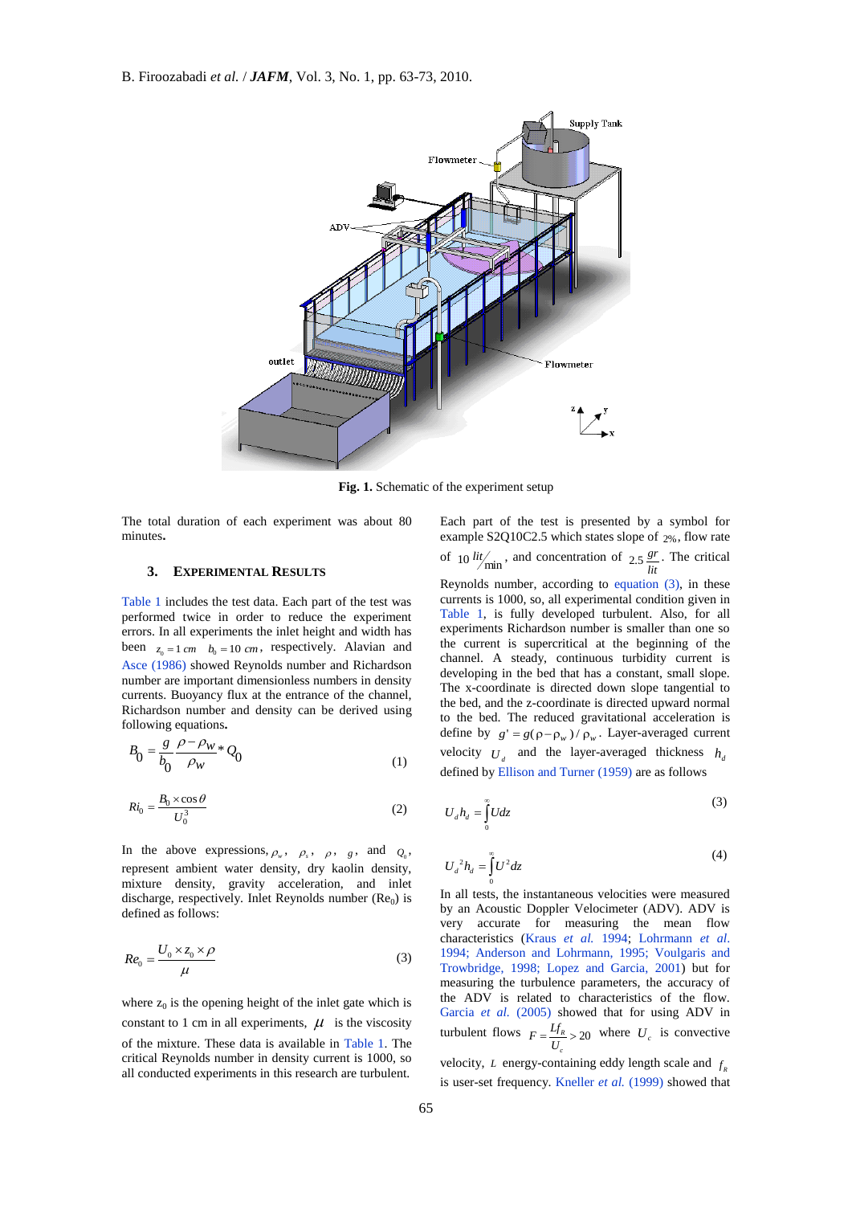**Fig. 1.** Schematic of the experiment setup

The total duration of each experiment was about 80 minutes.

## 3. Experimental Results

Table 1 includes the test data. Each part of the test was performed twice in order to reduce the experiment errors. In all experiments the inlet height and width has been $z_0 = 1\,cm$ $b_0 = 10\,cm$, respectively. Alavian and Asce (1986) showed Reynolds number and Richardson number are important dimensionless numbers in density currents. Buoyancy flux at the entrance of the channel, Richardson number and density can be derived using following equations.

$$B_0 = \frac{g}{b_0} \frac{\rho - \rho_W}{\rho_W} * Q_0 \tag{1}$$

$$Ri_0 = \frac{B_0 \times \cos\theta}{U_0^3} \tag{2}$$

In the above expressions, $\rho_w$, $\rho_s$, $\rho$, $g$, and $Q_0$, represent ambient water density, dry kaolin density, mixture density, gravity acceleration, and inlet discharge, respectively. Inlet Reynolds number ($\mathrm{Re}_0$) is defined as follows:

$$Re_0 = \frac{U_0 \times z_0 \times \rho}{\mu} \tag{3}$$

where $z_0$ is the opening height of the inlet gate which is constant to 1 cm in all experiments, $\mu$ is the viscosity of the mixture. These data is available in Table 1. The critical Reynolds number in density current is 1000, so all conducted experiments in this research are turbulent.

Each part of the test is presented by a symbol for example S2Q10C2.5 which states slope of $2\%$, flow rate of $10\ lit/_{min}$, and concentration of $2.5\ \frac{gr}{lit}$. The critical Reynolds number, according to equation (3), in these currents is 1000, so, all experimental condition given in Table 1, is fully developed turbulent. Also, for all experiments Richardson number is smaller than one so the current is supercritical at the beginning of the channel. A steady, continuous turbidity current is developing in the bed that has a constant, small slope. The x-coordinate is directed down slope tangential to the bed, and the z-coordinate is directed upward normal to the bed. The reduced gravitational acceleration is define by $g' = g(\rho - \rho_w)/\rho_w$. Layer-averaged current velocity $U_d$ and the layer-averaged thickness $h_d$ defined by Ellison and Turner (1959) are as follows

$$U_d h_d = \int_0^{\infty} U dz \tag{3}$$

$$U_d{}^2 h_d = \int_0^{\infty} U^2 dz \tag{4}$$

In all tests, the instantaneous velocities were measured by an Acoustic Doppler Velocimeter (ADV). ADV is very accurate for measuring the mean flow characteristics (Kraus *et al.* 1994; Lohrmann *et al.* 1994; Anderson and Lohrmann, 1995; Voulgaris and Trowbridge, 1998; Lopez and Garcia, 2001) but for measuring the turbulence parameters, the accuracy of the ADV is related to characteristics of the flow. Garcia *et al.* (2005) showed that for using ADV in turbulent flows $F = \frac{Lf_R}{U_c} > 20$ where $U_c$ is convective velocity, $L$ energy-containing eddy length scale and $f_R$ is user-set frequency. Kneller *et al.* (1999) showed that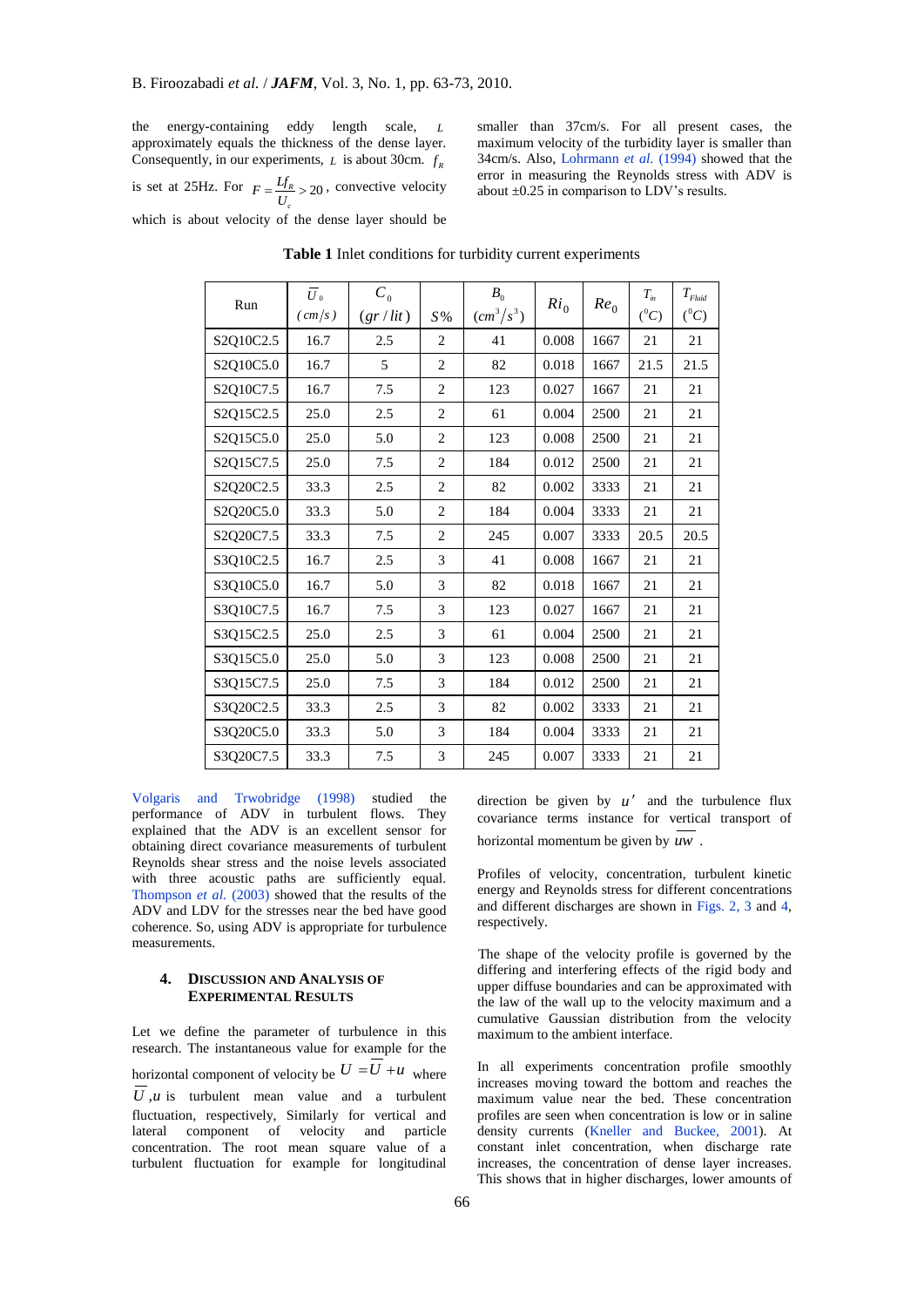the energy-containing eddy length scale, $L$ approximately equals the thickness of the dense layer. Consequently, in our experiments, $L$ is about 30cm. $f_R$ is set at 25Hz. For $F = \frac{Lf_R}{U_c} > 20$, convective velocity which is about velocity of the dense layer should be smaller than 37cm/s. For all present cases, the maximum velocity of the turbidity layer is smaller than 34cm/s. Also, Lohrmann *et al.* (1994) showed that the error in measuring the Reynolds stress with ADV is about ±0.25 in comparison to LDV's results.

**Table 1** Inlet conditions for turbidity current experiments

| Run | $\overline{U}_0$ $(cm/s)$ | $C_0$ $(gr/lit)$ | $S\%$ | $B_0$ $(cm^3/s^3)$ | $Ri_0$ | $Re_0$ | $T_{in}$ $(^0C)$ | $T_{Fluid}$ $(^0C)$ |
|---|---|---|---|---|---|---|---|---|
| S2Q10C2.5 | 16.7 | 2.5 | 2 | 41 | 0.008 | 1667 | 21 | 21 |
| S2Q10C5.0 | 16.7 | 5 | 2 | 82 | 0.018 | 1667 | 21.5 | 21.5 |
| S2Q10C7.5 | 16.7 | 7.5 | 2 | 123 | 0.027 | 1667 | 21 | 21 |
| S2Q15C2.5 | 25.0 | 2.5 | 2 | 61 | 0.004 | 2500 | 21 | 21 |
| S2Q15C5.0 | 25.0 | 5.0 | 2 | 123 | 0.008 | 2500 | 21 | 21 |
| S2Q15C7.5 | 25.0 | 7.5 | 2 | 184 | 0.012 | 2500 | 21 | 21 |
| S2Q20C2.5 | 33.3 | 2.5 | 2 | 82 | 0.002 | 3333 | 21 | 21 |
| S2Q20C5.0 | 33.3 | 5.0 | 2 | 184 | 0.004 | 3333 | 21 | 21 |
| S2Q20C7.5 | 33.3 | 7.5 | 2 | 245 | 0.007 | 3333 | 20.5 | 20.5 |
| S3Q10C2.5 | 16.7 | 2.5 | 3 | 41 | 0.008 | 1667 | 21 | 21 |
| S3Q10C5.0 | 16.7 | 5.0 | 3 | 82 | 0.018 | 1667 | 21 | 21 |
| S3Q10C7.5 | 16.7 | 7.5 | 3 | 123 | 0.027 | 1667 | 21 | 21 |
| S3Q15C2.5 | 25.0 | 2.5 | 3 | 61 | 0.004 | 2500 | 21 | 21 |
| S3Q15C5.0 | 25.0 | 5.0 | 3 | 123 | 0.008 | 2500 | 21 | 21 |
| S3Q15C7.5 | 25.0 | 7.5 | 3 | 184 | 0.012 | 2500 | 21 | 21 |
| S3Q20C2.5 | 33.3 | 2.5 | 3 | 82 | 0.002 | 3333 | 21 | 21 |
| S3Q20C5.0 | 33.3 | 5.0 | 3 | 184 | 0.004 | 3333 | 21 | 21 |
| S3Q20C7.5 | 33.3 | 7.5 | 3 | 245 | 0.007 | 3333 | 21 | 21 |

Volgaris and Trwobridge (1998) studied the performance of ADV in turbulent flows. They explained that the ADV is an excellent sensor for obtaining direct covariance measurements of turbulent Reynolds shear stress and the noise levels associated with three acoustic paths are sufficiently equal. Thompson *et al.* (2003) showed that the results of the ADV and LDV for the stresses near the bed have good coherence. So, using ADV is appropriate for turbulence measurements.

## 4. Discussion and Analysis of Experimental Results

Let we define the parameter of turbulence in this research. The instantaneous value for example for the horizontal component of velocity be $U = \overline{U} + u$ where $\overline{U}$, $u$ is turbulent mean value and a turbulent fluctuation, respectively, Similarly for vertical and lateral component of velocity and particle concentration. The root mean square value of a turbulent fluctuation for example for longitudinal direction be given by $u'$ and the turbulence flux covariance terms instance for vertical transport of horizontal momentum be given by $\overline{uw}$ .

Profiles of velocity, concentration, turbulent kinetic energy and Reynolds stress for different concentrations and different discharges are shown in Figs. 2, 3 and 4, respectively.

The shape of the velocity profile is governed by the differing and interfering effects of the rigid body and upper diffuse boundaries and can be approximated with the law of the wall up to the velocity maximum and a cumulative Gaussian distribution from the velocity maximum to the ambient interface.

In all experiments concentration profile smoothly increases moving toward the bottom and reaches the maximum value near the bed. These concentration profiles are seen when concentration is low or in saline density currents (Kneller and Buckee, 2001). At constant inlet concentration, when discharge rate increases, the concentration of dense layer increases. This shows that in higher discharges, lower amounts of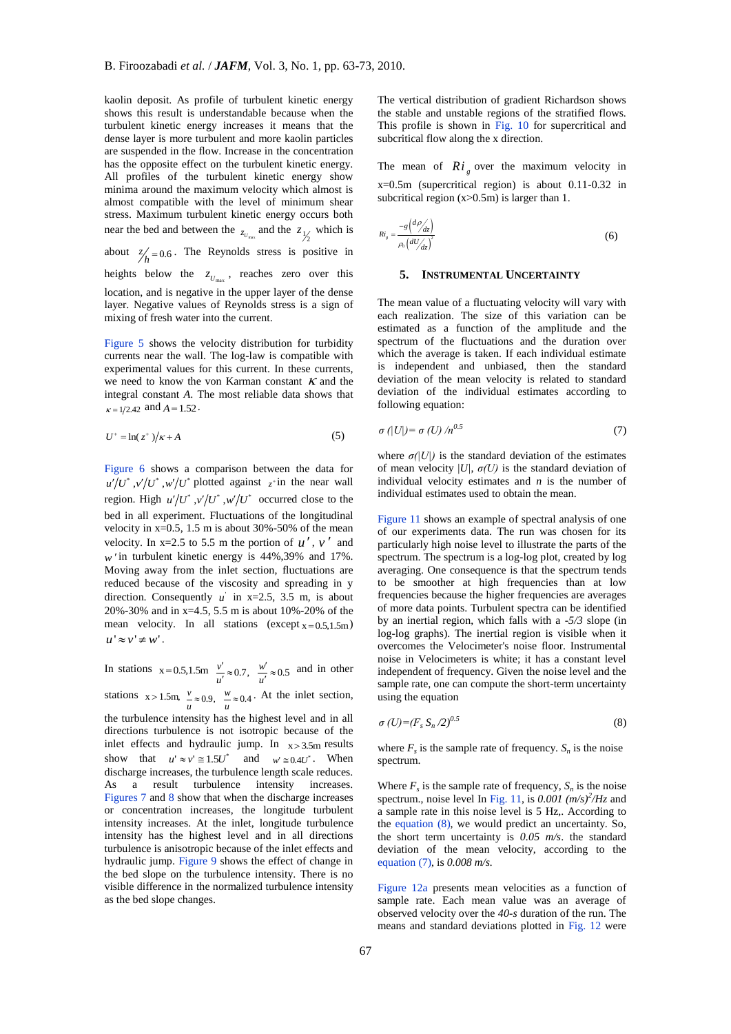kaolin deposit. As profile of turbulent kinetic energy shows this result is understandable because when the turbulent kinetic energy increases it means that the dense layer is more turbulent and more kaolin particles are suspended in the flow. Increase in the concentration has the opposite effect on the turbulent kinetic energy. All profiles of the turbulent kinetic energy show minima around the maximum velocity which almost is almost compatible with the level of minimum shear stress. Maximum turbulent kinetic energy occurs both near the bed and between the $z_{U_{max}}$ and the $z_{1/2}$ which is about $z/h = 0.6$. The Reynolds stress is positive in heights below the $z_{U_{max}}$, reaches zero over this location, and is negative in the upper layer of the dense layer. Negative values of Reynolds stress is a sign of mixing of fresh water into the current.

Figure 5 shows the velocity distribution for turbidity currents near the wall. The log-law is compatible with experimental values for this current. In these currents, we need to know the von Karman constant $\kappa$ and the integral constant *A*. The most reliable data shows that $\kappa = 1/2.42$ and $A = 1.52$.

$$U^{+} = \ln(z^{+})/\kappa + A \tag{5}$$

Figure 6 shows a comparison between the data for $u'/U^{*}, v'/U^{*}, w'/U^{*}$ plotted against $z^{+}$ in the near wall region. High $u'/U^{*}, v'/U^{*}, w'/U^{*}$ occurred close to the bed in all experiment. Fluctuations of the longitudinal velocity in x=0.5, 1.5 m is about 30%-50% of the mean velocity. In x=2.5 to 5.5 m the portion of $u'$, $v'$ and $w'$ in turbulent kinetic energy is 44%,39% and 17%. Moving away from the inlet section, fluctuations are reduced because of the viscosity and spreading in y direction. Consequently $u'$ in x=2.5, 3.5 m, is about 20%-30% and in x=4.5, 5.5 m is about 10%-20% of the mean velocity. In all stations (except $x = 0.5, 1.5\text{m}$) $u' \approx v' \neq w'$.

In stations $x = 0.5, 1.5\text{m}$ $\frac{v'}{u'} \approx 0.7$, $\frac{w'}{u'} \approx 0.5$ and in other stations $x > 1.5\text{m}$, $\frac{v}{u} \approx 0.9$, $\frac{w}{u} \approx 0.4$. At the inlet section, the turbulence intensity has the highest level and in all directions turbulence is not isotropic because of the inlet effects and hydraulic jump. In $x > 3.5\text{m}$ results show that $u' \approx v' \cong 1.5U^{*}$ and $w' \cong 0.4U^{*}$. When discharge increases, the turbulence length scale reduces. As a result turbulence intensity increases. Figures 7 and 8 show that when the discharge increases or concentration increases, the longitude turbulent intensity increases. At the inlet, longitude turbulence intensity has the highest level and in all directions turbulence is anisotropic because of the inlet effects and hydraulic jump. Figure 9 shows the effect of change in the bed slope on the turbulence intensity. There is no visible difference in the normalized turbulence intensity as the bed slope changes.

The vertical distribution of gradient Richardson shows the stable and unstable regions of the stratified flows. This profile is shown in Fig. 10 for supercritical and subcritical flow along the x direction.

The mean of $Ri_g$ over the maximum velocity in x=0.5m (supercritical region) is about 0.11-0.32 in subcritical region (x>0.5m) is larger than 1.

$$Ri_g = \frac{-g\left(\frac{d\rho}{dz}\right)}{\rho_0\left(\frac{dU}{dz}\right)^2} \tag{6}$$

## 5. INSTRUMENTAL UNCERTAINTY

The mean value of a fluctuating velocity will vary with each realization. The size of this variation can be estimated as a function of the amplitude and the spectrum of the fluctuations and the duration over which the average is taken. If each individual estimate is independent and unbiased, then the standard deviation of the mean velocity is related to standard deviation of the individual estimates according to following equation:

$$\sigma(|U|) = \sigma(U)/n^{0.5} \tag{7}$$

where $\sigma(|U|)$ is the standard deviation of the estimates of mean velocity $|U|$, $\sigma(U)$ is the standard deviation of individual velocity estimates and *n* is the number of individual estimates used to obtain the mean.

Figure 11 shows an example of spectral analysis of one of our experiments data. The run was chosen for its particularly high noise level to illustrate the parts of the spectrum. The spectrum is a log-log plot, created by log averaging. One consequence is that the spectrum tends to be smoother at high frequencies than at low frequencies because the higher frequencies are averages of more data points. Turbulent spectra can be identified by an inertial region, which falls with a *-5/3* slope (in log-log graphs). The inertial region is visible when it overcomes the Velocimeter's noise floor. Instrumental noise in Velocimeters is white; it has a constant level independent of frequency. Given the noise level and the sample rate, one can compute the short-term uncertainty using the equation

$$\sigma(U) = (F_s S_n/2)^{0.5} \tag{8}$$

where $F_s$ is the sample rate of frequency. $S_n$ is the noise spectrum.

Where $F_s$ is the sample rate of frequency, $S_n$ is the noise spectrum., noise level In Fig. 11, is *0.001* $(m/s)^2/Hz$ and a sample rate in this noise level is 5 Hz,. According to the equation (8), we would predict an uncertainty. So, the short term uncertainty is *0.05 m/s*. the standard deviation of the mean velocity, according to the equation (7), is *0.008 m/s*.

Figure 12a presents mean velocities as a function of sample rate. Each mean value was an average of observed velocity over the *40-s* duration of the run. The means and standard deviations plotted in Fig. 12 were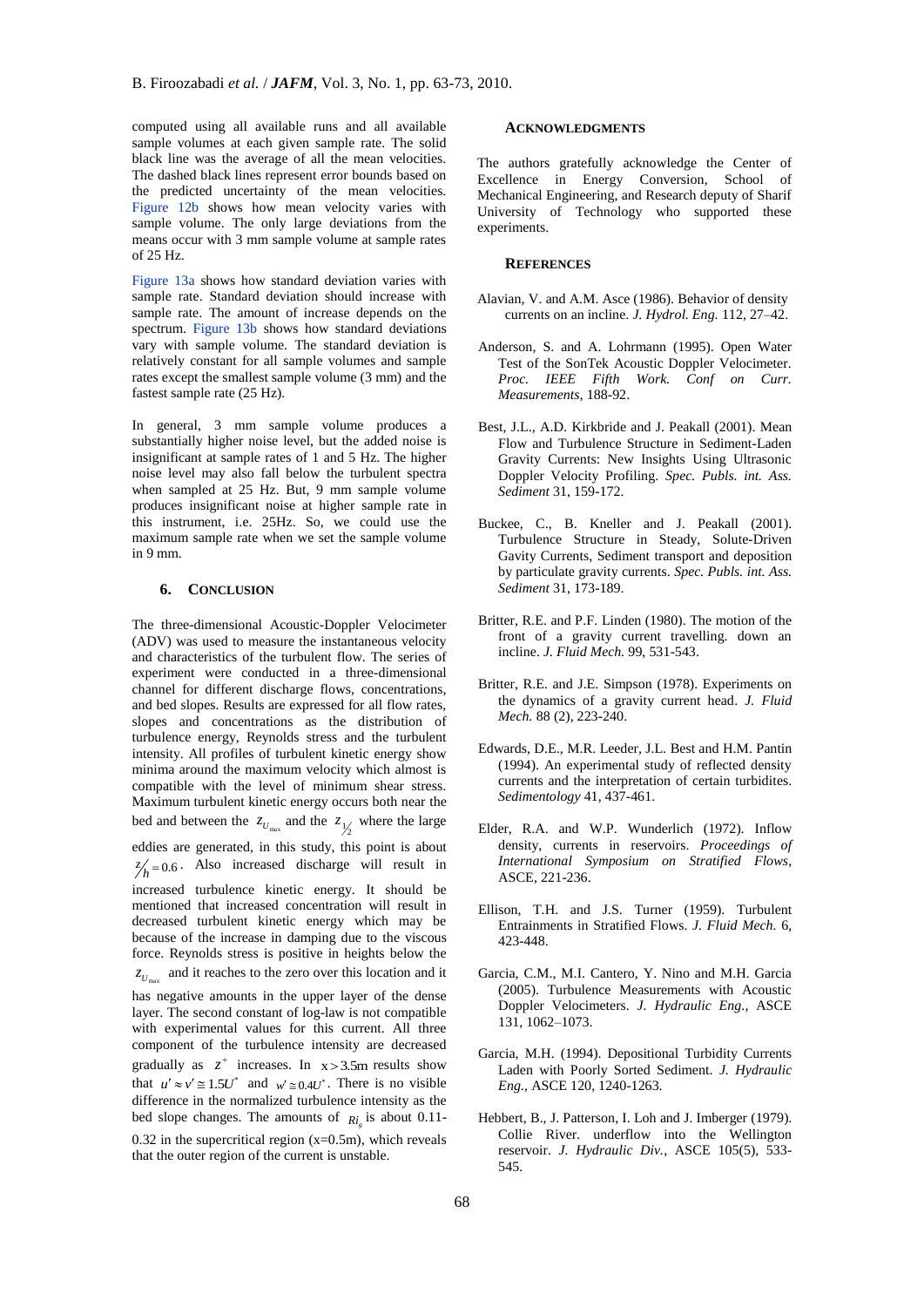computed using all available runs and all available sample volumes at each given sample rate. The solid black line was the average of all the mean velocities. The dashed black lines represent error bounds based on the predicted uncertainty of the mean velocities. Figure 12b shows how mean velocity varies with sample volume. The only large deviations from the means occur with 3 mm sample volume at sample rates of 25 Hz.

Figure 13a shows how standard deviation varies with sample rate. Standard deviation should increase with sample rate. The amount of increase depends on the spectrum. Figure 13b shows how standard deviations vary with sample volume. The standard deviation is relatively constant for all sample volumes and sample rates except the smallest sample volume (3 mm) and the fastest sample rate (25 Hz).

In general, 3 mm sample volume produces a substantially higher noise level, but the added noise is insignificant at sample rates of 1 and 5 Hz. The higher noise level may also fall below the turbulent spectra when sampled at 25 Hz. But, 9 mm sample volume produces insignificant noise at higher sample rate in this instrument, i.e. 25Hz. So, we could use the maximum sample rate when we set the sample volume in 9 mm.

## 6. CONCLUSION

The three-dimensional Acoustic-Doppler Velocimeter (ADV) was used to measure the instantaneous velocity and characteristics of the turbulent flow. The series of experiment were conducted in a three-dimensional channel for different discharge flows, concentrations, and bed slopes. Results are expressed for all flow rates, slopes and concentrations as the distribution of turbulence energy, Reynolds stress and the turbulent intensity. All profiles of turbulent kinetic energy show minima around the maximum velocity which almost is compatible with the level of minimum shear stress. Maximum turbulent kinetic energy occurs both near the bed and between the $z_{U_{\max}}$ and the $z_{1/2}$ where the large eddies are generated, in this study, this point is about $z/h = 0.6$. Also increased discharge will result in increased turbulence kinetic energy. It should be mentioned that increased concentration will result in decreased turbulent kinetic energy which may be because of the increase in damping due to the viscous force. Reynolds stress is positive in heights below the $z_{U_{\max}}$ and it reaches to the zero over this location and it has negative amounts in the upper layer of the dense layer. The second constant of log-law is not compatible with experimental values for this current. All three component of the turbulence intensity are decreased gradually as $z^{+}$ increases. In $x > 3.5\text{m}$ results show that $u' \approx v' \cong 1.5U^{*}$ and $w' \cong 0.4U^{*}$. There is no visible difference in the normalized turbulence intensity as the bed slope changes. The amounts of $Ri_g$ is about 0.11-0.32 in the supercritical region (x=0.5m), which reveals that the outer region of the current is unstable.

## ACKNOWLEDGMENTS

The authors gratefully acknowledge the Center of Excellence in Energy Conversion, School of Mechanical Engineering, and Research deputy of Sharif University of Technology who supported these experiments.

## REFERENCES

Alavian, V. and A.M. Asce (1986). Behavior of density currents on an incline. *J. Hydrol. Eng.* 112, 27–42.

Anderson, S. and A. Lohrmann (1995). Open Water Test of the SonTek Acoustic Doppler Velocimeter. *Proc. IEEE Fifth Work. Conf on Curr. Measurements*, 188-92.

Best, J.L., A.D. Kirkbride and J. Peakall (2001). Mean Flow and Turbulence Structure in Sediment-Laden Gravity Currents: New Insights Using Ultrasonic Doppler Velocity Profiling. *Spec. Publs. int. Ass. Sediment* 31, 159-172.

Buckee, C., B. Kneller and J. Peakall (2001). Turbulence Structure in Steady, Solute-Driven Gavity Currents, Sediment transport and deposition by particulate gravity currents. *Spec. Publs. int. Ass. Sediment* 31, 173-189.

Britter, R.E. and P.F. Linden (1980). The motion of the front of a gravity current travelling. down an incline. *J. Fluid Mech.* 99, 531-543.

Britter, R.E. and J.E. Simpson (1978). Experiments on the dynamics of a gravity current head. *J. Fluid Mech.* 88 (2), 223-240.

Edwards, D.E., M.R. Leeder, J.L. Best and H.M. Pantin (1994). An experimental study of reflected density currents and the interpretation of certain turbidites. *Sedimentology* 41, 437-461.

Elder, R.A. and W.P. Wunderlich (1972). Inflow density, currents in reservoirs. *Proceedings of International Symposium on Stratified Flows*, ASCE, 221-236.

Ellison, T.H. and J.S. Turner (1959). Turbulent Entrainments in Stratified Flows. *J. Fluid Mech.* 6, 423-448.

Garcia, C.M., M.I. Cantero, Y. Nino and M.H. Garcia (2005). Turbulence Measurements with Acoustic Doppler Velocimeters. *J. Hydraulic Eng.*, ASCE 131, 1062–1073.

Garcia, M.H. (1994). Depositional Turbidity Currents Laden with Poorly Sorted Sediment. *J. Hydraulic Eng.*, ASCE 120, 1240-1263.

Hebbert, B., J. Patterson, I. Loh and J. Imberger (1979). Collie River. underflow into the Wellington reservoir. *J. Hydraulic Div.*, ASCE 105(5), 533-545.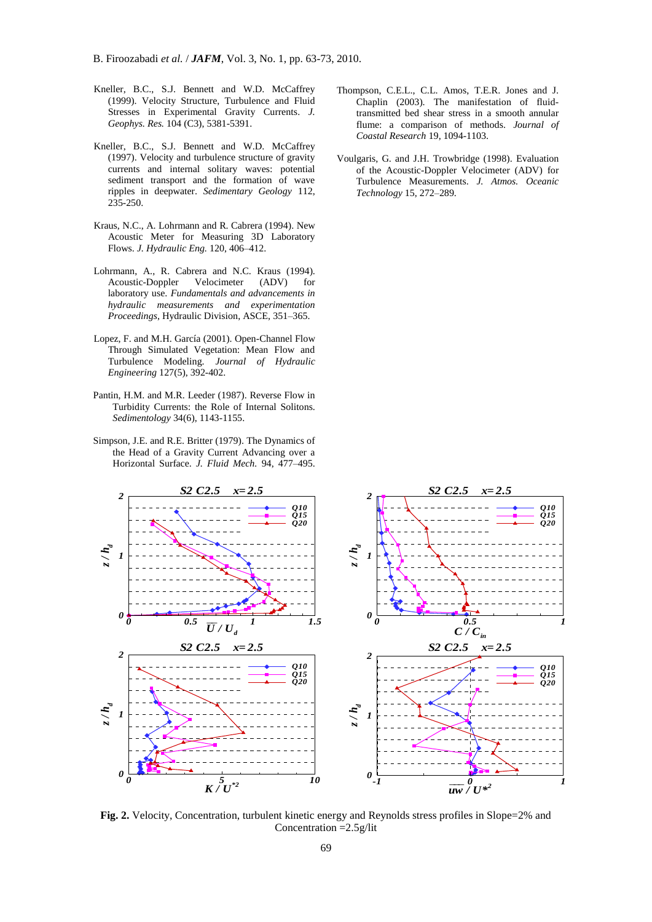Kneller, B.C., S.J. Bennett and W.D. McCaffrey (1999). Velocity Structure, Turbulence and Fluid Stresses in Experimental Gravity Currents. *J. Geophys. Res.* 104 (C3), 5381-5391.

Kneller, B.C., S.J. Bennett and W.D. McCaffrey (1997). Velocity and turbulence structure of gravity currents and internal solitary waves: potential sediment transport and the formation of wave ripples in deepwater. *Sedimentary Geology* 112, 235-250.

Kraus, N.C., A. Lohrmann and R. Cabrera (1994). New Acoustic Meter for Measuring 3D Laboratory Flows. *J. Hydraulic Eng.* 120, 406–412.

Lohrmann, A., R. Cabrera and N.C. Kraus (1994). Acoustic-Doppler Velocimeter (ADV) for laboratory use. *Fundamentals and advancements in hydraulic measurements and experimentation Proceedings*, Hydraulic Division, ASCE, 351–365.

Lopez, F. and M.H. García (2001). Open-Channel Flow Through Simulated Vegetation: Mean Flow and Turbulence Modeling. *Journal of Hydraulic Engineering* 127(5), 392-402.

Pantin, H.M. and M.R. Leeder (1987). Reverse Flow in Turbidity Currents: the Role of Internal Solitons. *Sedimentology* 34(6), 1143-1155.

Simpson, J.E. and R.E. Britter (1979). The Dynamics of the Head of a Gravity Current Advancing over a Horizontal Surface. *J. Fluid Mech.* 94, 477–495.

Thompson, C.E.L., C.L. Amos, T.E.R. Jones and J. Chaplin (2003). The manifestation of fluid-transmitted bed shear stress in a smooth annular flume: a comparison of methods. *Journal of Coastal Research* 19, 1094-1103.

Voulgaris, G. and J.H. Trowbridge (1998). Evaluation of the Acoustic-Doppler Velocimeter (ADV) for Turbulence Measurements. *J. Atmos. Oceanic Technology* 15, 272–289.

**Fig. 2.** Velocity, Concentration, turbulent kinetic energy and Reynolds stress profiles in Slope=2% and Concentration =2.5g/lit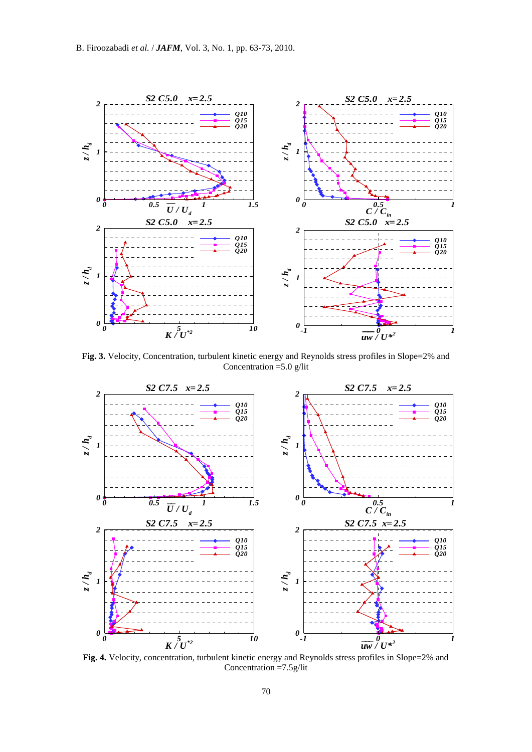**Fig. 3.** Velocity, Concentration, turbulent kinetic energy and Reynolds stress profiles in Slope=2% and Concentration =5.0 g/lit

**Fig. 4.** Velocity, concentration, turbulent kinetic energy and Reynolds stress profiles in Slope=2% and Concentration =7.5g/lit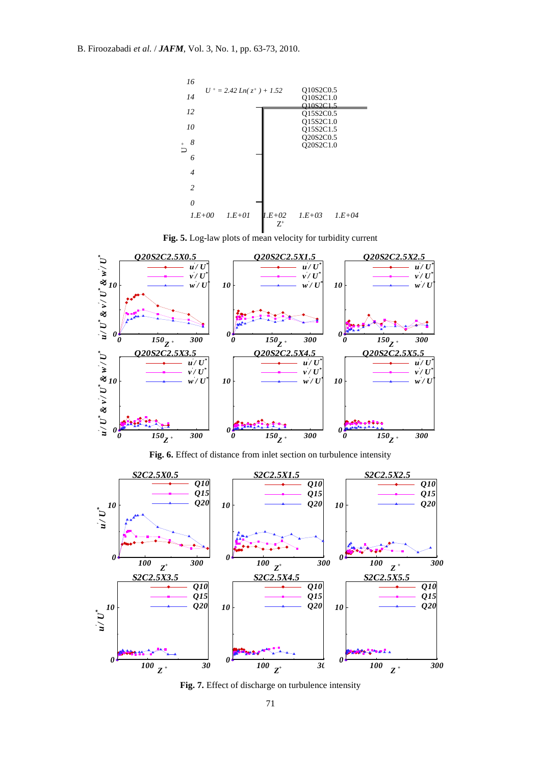Fig. 5. Log-law plots of mean velocity for turbidity current

Fig. 6. Effect of distance from inlet section on turbulence intensity

Fig. 7. Effect of discharge on turbulence intensity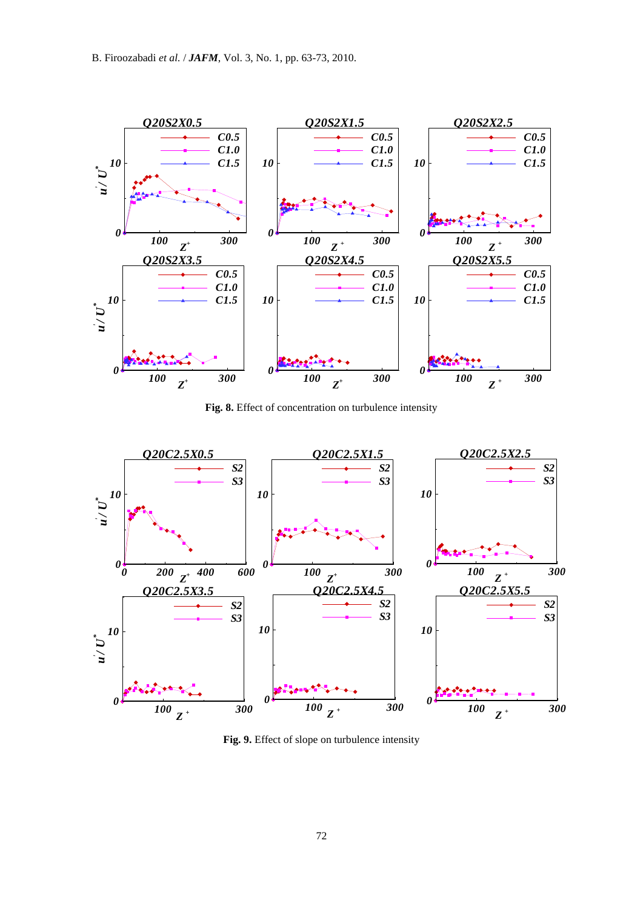Fig. 8. Effect of concentration on turbulence intensity

Fig. 9. Effect of slope on turbulence intensity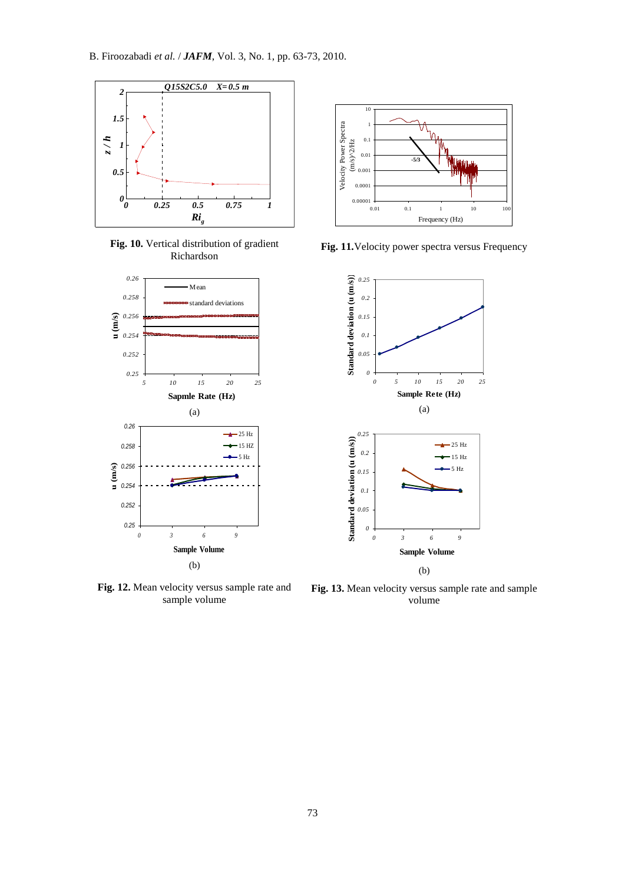Q15S2C5.0 X= 0.5 m

z / h

2

1.5

1

0.5

0

0 0.25 0.5 0.75 1

$Ri_g$

**Fig. 10.** Vertical distribution of gradient Richardson

Velocity Power Spectra (m/s)^2/Hz

10

1

0.1

0.01

0.001

0.0001

0.00001

-5/3

0.01 0.1 1 10 100

Frequency (Hz)

**Fig. 11.** Velocity power spectra versus Frequency

u (m/s)

0.26

0.258

0.256

0.254

0.252

0.25

Mean

standard deviations

5 10 15 20 25

Sapmle Rate (Hz)

(a)

Standard deviation (u (m/s))

0.25

0.2

0.15

0.1

0.05

0

0 5 10 15 20 25

Sample Rete (Hz)

(a)

u (m/s)

0.26

0.258

0.256

0.254

0.252

0.25

25 Hz

15 HZ

5 Hz

0 3 6 9

Sample Volume

(b)

Standard deviation (u (m/s))

0.25

0.2

0.15

0.1

0.05

0

25 Hz

15 Hz

5 Hz

0 3 6 9

Sample Volume

(b)

**Fig. 12.** Mean velocity versus sample rate and sample volume

**Fig. 13.** Mean velocity versus sample rate and sample volume